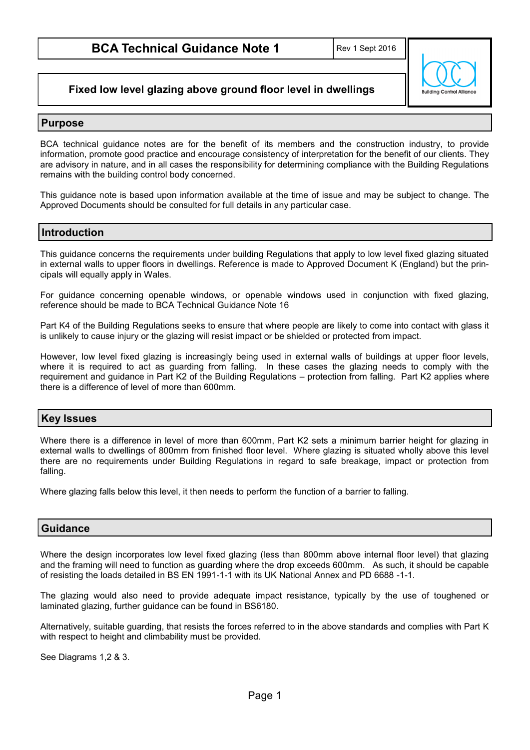# BCA Technical Guidance Note 1

Rev 1 Sept 2016

Building Control Alliance

## Fixed low level glazing above ground floor level in dwellings

## Purpose

BCA technical guidance notes are for the benefit of its members and the construction industry, to provide information, promote good practice and encourage consistency of interpretation for the benefit of our clients. They are advisory in nature, and in all cases the responsibility for determining compliance with the Building Regulations remains with the building control body concerned.

This guidance note is based upon information available at the time of issue and may be subject to change. The Approved Documents should be consulted for full details in any particular case.

## Introduction

This guidance concerns the requirements under building Regulations that apply to low level fixed glazing situated in external walls to upper floors in dwellings. Reference is made to Approved Document K (England) but the principals will equally apply in Wales.

For guidance concerning openable windows, or openable windows used in conjunction with fixed glazing, reference should be made to BCA Technical Guidance Note 16

Part K4 of the Building Regulations seeks to ensure that where people are likely to come into contact with glass it is unlikely to cause injury or the glazing will resist impact or be shielded or protected from impact.

However, low level fixed glazing is increasingly being used in external walls of buildings at upper floor levels, where it is required to act as guarding from falling. In these cases the glazing needs to comply with the requirement and guidance in Part K2 of the Building Regulations – protection from falling. Part K2 applies where there is a difference of level of more than 600mm.

## Key Issues

Where there is a difference in level of more than 600mm, Part K2 sets a minimum barrier height for glazing in external walls to dwellings of 800mm from finished floor level. Where glazing is situated wholly above this level there are no requirements under Building Regulations in regard to safe breakage, impact or protection from falling.

Where glazing falls below this level, it then needs to perform the function of a barrier to falling.

## Guidance

Where the design incorporates low level fixed glazing (less than 800mm above internal floor level) that glazing and the framing will need to function as guarding where the drop exceeds 600mm. As such, it should be capable of resisting the loads detailed in BS EN 1991-1-1 with its UK National Annex and PD 6688 -1-1.

The glazing would also need to provide adequate impact resistance, typically by the use of toughened or laminated glazing, further guidance can be found in BS6180.

Alternatively, suitable guarding, that resists the forces referred to in the above standards and complies with Part K with respect to height and climbability must be provided.

See Diagrams 1,2 & 3.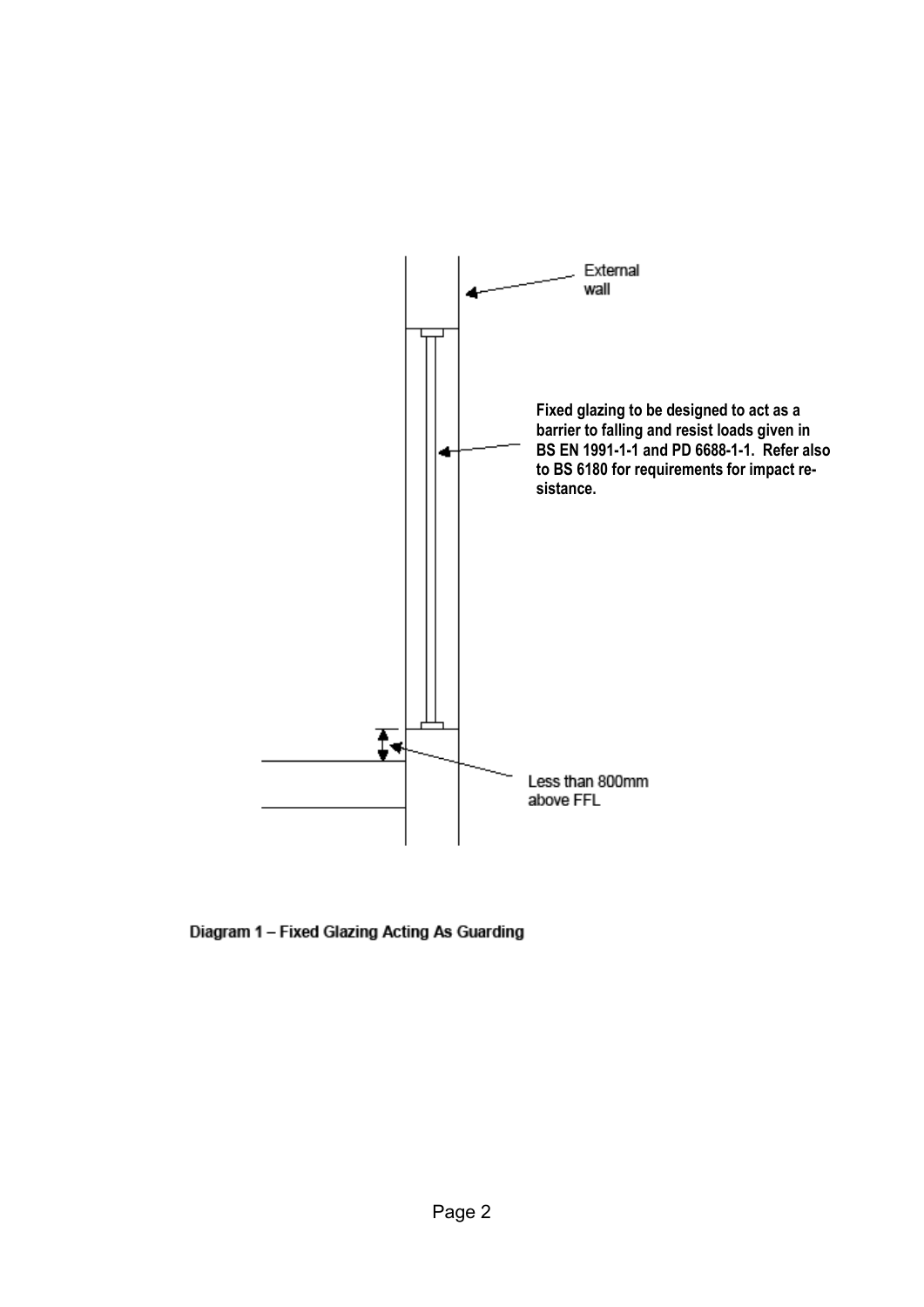External wall

**Fixed glazing to be designed to act as a barrier to falling and resist loads given in BS EN 1991-1-1 and PD 6688-1-1. Refer also to BS 6180 for requirements for impact resistance.**

Less than 800mm above FFL

Diagram 1 – Fixed Glazing Acting As Guarding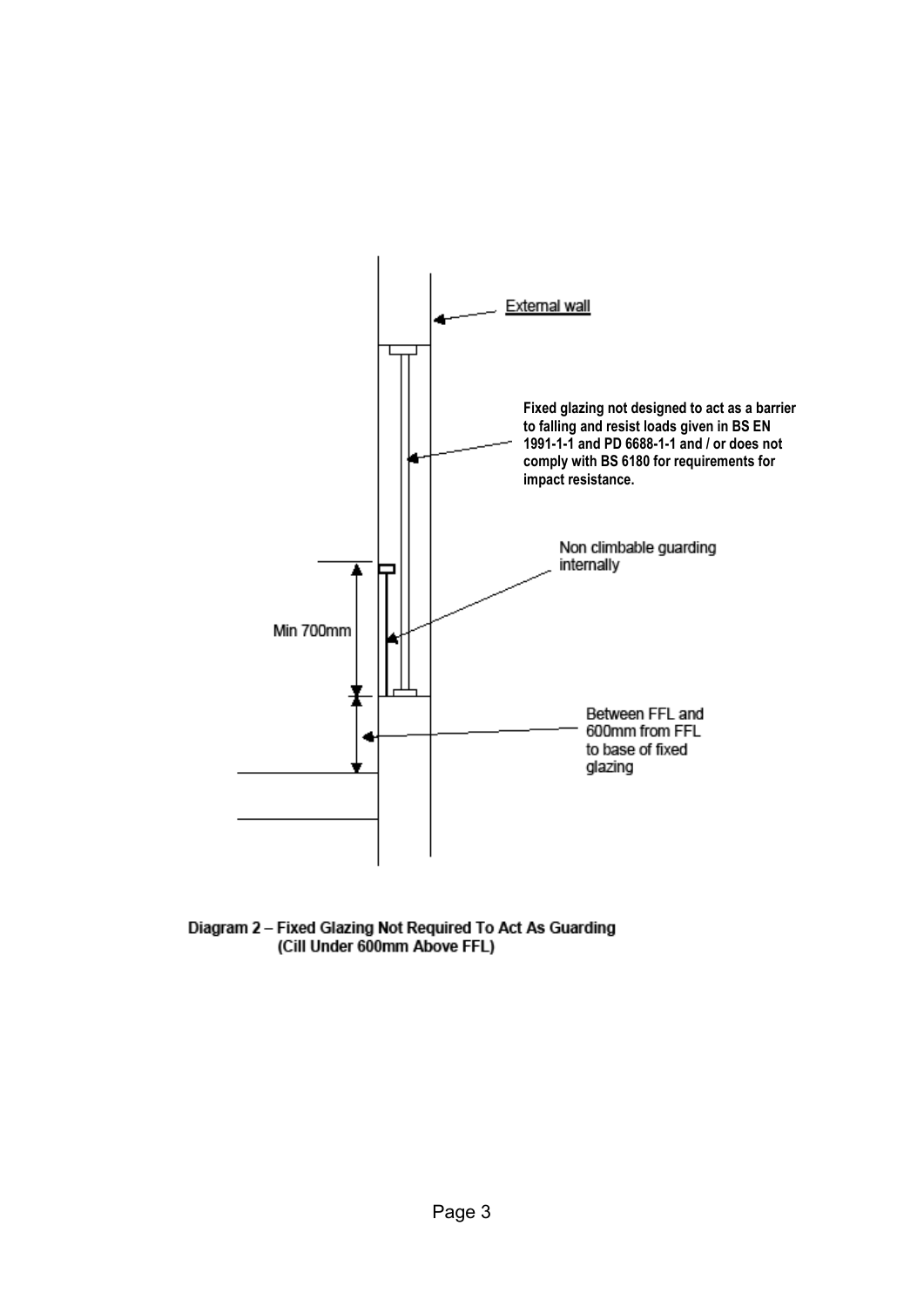External wall

**Fixed glazing not designed to act as a barrier to falling and resist loads given in BS EN 1991-1-1 and PD 6688-1-1 and / or does not comply with BS 6180 for requirements for impact resistance.**

Non climbable guarding internally

Min 700mm

Between FFL and 600mm from FFL to base of fixed glazing

Diagram 2 – Fixed Glazing Not Required To Act As Guarding (Cill Under 600mm Above FFL)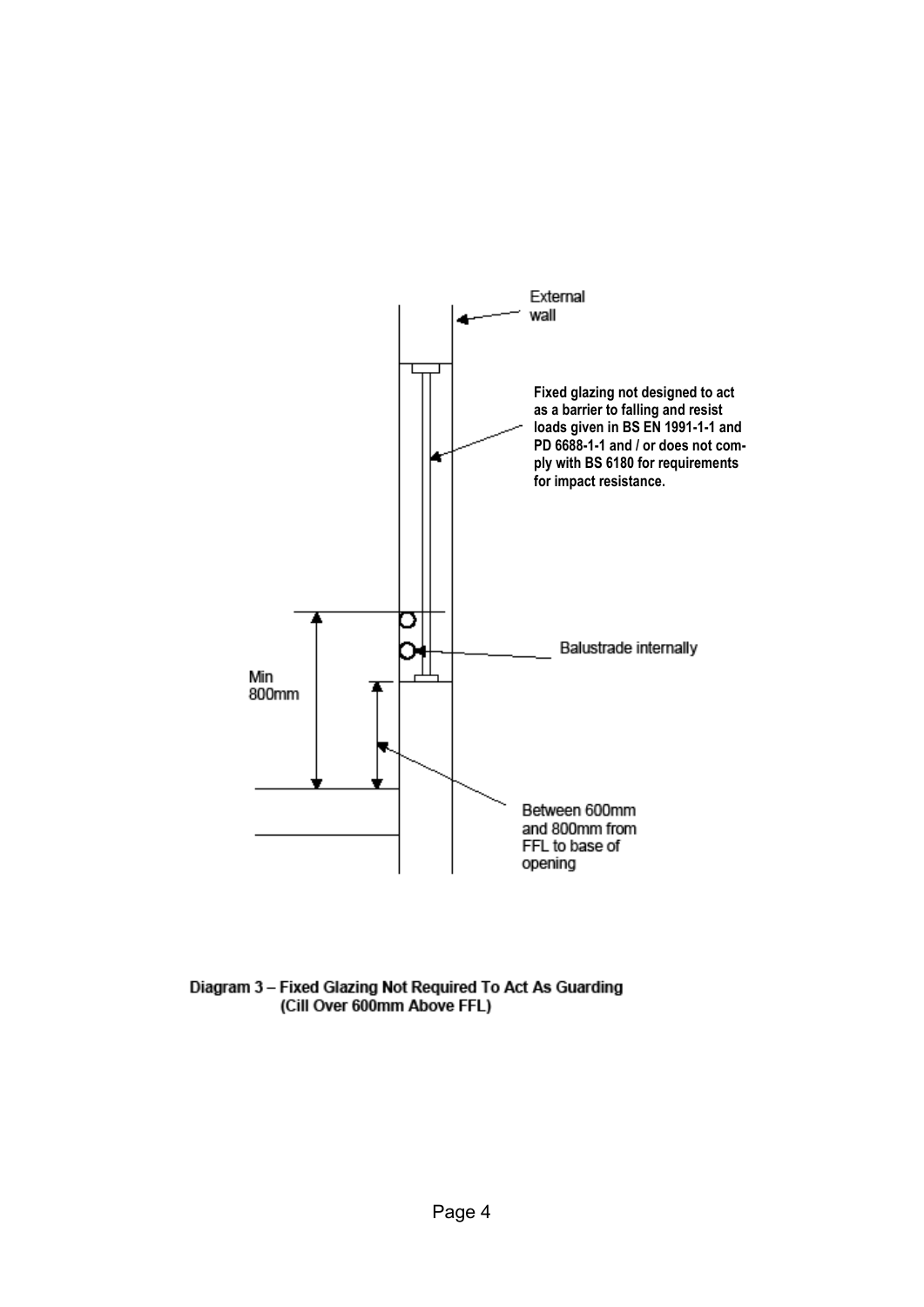External wall

Fixed glazing not designed to act as a barrier to falling and resist loads given in BS EN 1991-1-1 and PD 6688-1-1 and / or does not comply with BS 6180 for requirements for impact resistance.

Balustrade internally

Min 800mm

Between 600mm and 800mm from FFL to base of opening

Diagram 3 – Fixed Glazing Not Required To Act As Guarding (Cill Over 600mm Above FFL)